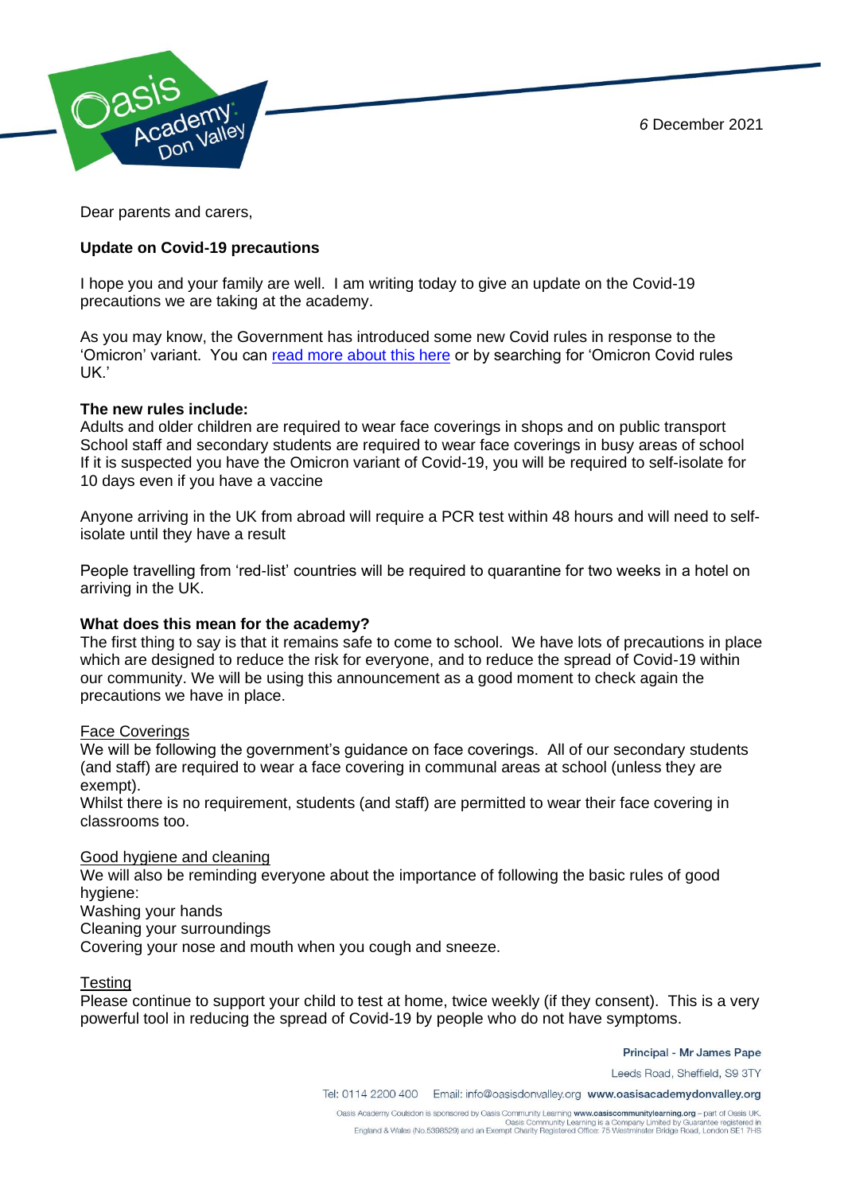6 December 2021

Dear parents and carers,

**Update on Covid-19 precautions**

I hope you and your family are well. I am writing today to give an update on the Covid-19 precautions we are taking at the academy.

As you may know, the Government has introduced some new Covid rules in response to the 'Omicron' variant. You can [read more about this here] or by searching for 'Omicron Covid rules UK.'

**The new rules include:**

Adults and older children are required to wear face coverings in shops and on public transport
School staff and secondary students are required to wear face coverings in busy areas of school
If it is suspected you have the Omicron variant of Covid-19, you will be required to self-isolate for 10 days even if you have a vaccine

Anyone arriving in the UK from abroad will require a PCR test within 48 hours and will need to self-isolate until they have a result

People travelling from 'red-list' countries will be required to quarantine for two weeks in a hotel on arriving in the UK.

**What does this mean for the academy?**

The first thing to say is that it remains safe to come to school. We have lots of precautions in place which are designed to reduce the risk for everyone, and to reduce the spread of Covid-19 within our community. We will be using this announcement as a good moment to check again the precautions we have in place.

Face Coverings

We will be following the government's guidance on face coverings. All of our secondary students (and staff) are required to wear a face covering in communal areas at school (unless they are exempt).
Whilst there is no requirement, students (and staff) are permitted to wear their face covering in classrooms too.

Good hygiene and cleaning

We will also be reminding everyone about the importance of following the basic rules of good hygiene:
Washing your hands
Cleaning your surroundings
Covering your nose and mouth when you cough and sneeze.

Testing

Please continue to support your child to test at home, twice weekly (if they consent). This is a very powerful tool in reducing the spread of Covid-19 by people who do not have symptoms.

Principal - Mr James Pape
Leeds Road, Sheffield, S9 3TY
Tel: 0114 2200 400 Email: info@oasisdonvalley.org www.oasisacademydonvalley.org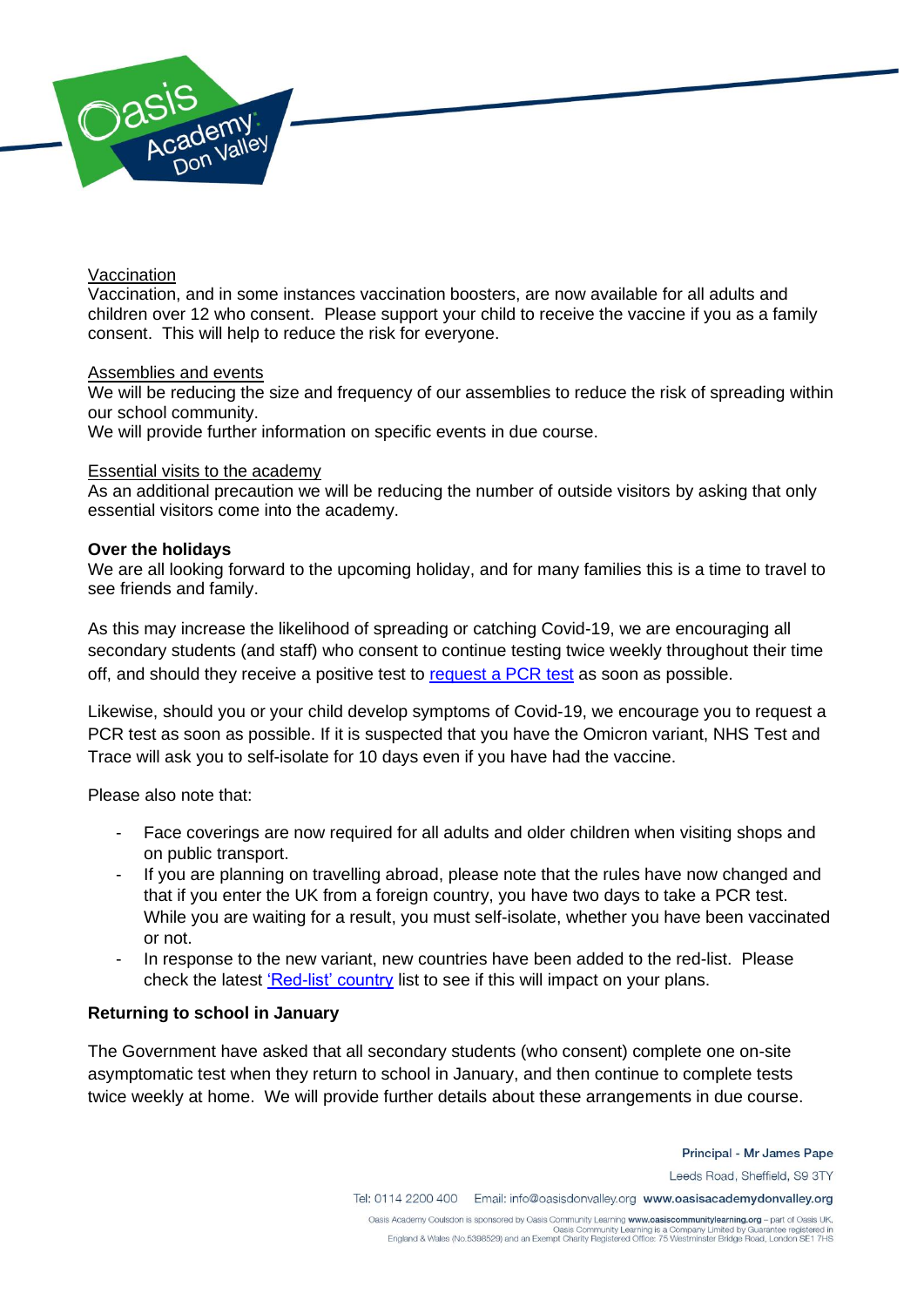Vaccination

Vaccination, and in some instances vaccination boosters, are now available for all adults and children over 12 who consent. Please support your child to receive the vaccine if you as a family consent. This will help to reduce the risk for everyone.

Assemblies and events

We will be reducing the size and frequency of our assemblies to reduce the risk of spreading within our school community.

We will provide further information on specific events in due course.

Essential visits to the academy

As an additional precaution we will be reducing the number of outside visitors by asking that only essential visitors come into the academy.

**Over the holidays**

We are all looking forward to the upcoming holiday, and for many families this is a time to travel to see friends and family.

As this may increase the likelihood of spreading or catching Covid-19, we are encouraging all secondary students (and staff) who consent to continue testing twice weekly throughout their time off, and should they receive a positive test to request a PCR test as soon as possible.

Likewise, should you or your child develop symptoms of Covid-19, we encourage you to request a PCR test as soon as possible. If it is suspected that you have the Omicron variant, NHS Test and Trace will ask you to self-isolate for 10 days even if you have had the vaccine.

Please also note that:

- Face coverings are now required for all adults and older children when visiting shops and on public transport.
- If you are planning on travelling abroad, please note that the rules have now changed and that if you enter the UK from a foreign country, you have two days to take a PCR test. While you are waiting for a result, you must self-isolate, whether you have been vaccinated or not.
- In response to the new variant, new countries have been added to the red-list. Please check the latest 'Red-list' country list to see if this will impact on your plans.

**Returning to school in January**

The Government have asked that all secondary students (who consent) complete one on-site asymptomatic test when they return to school in January, and then continue to complete tests twice weekly at home. We will provide further details about these arrangements in due course.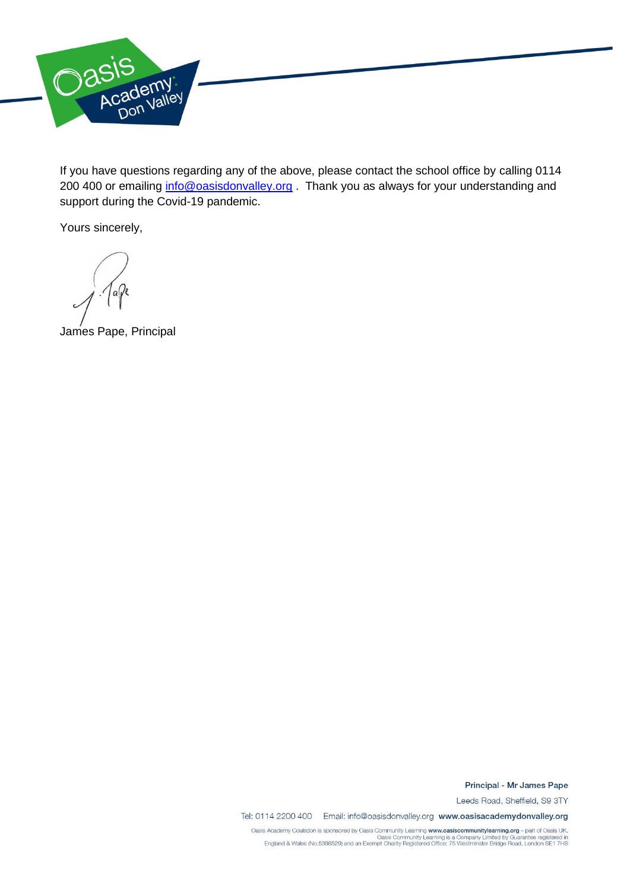If you have questions regarding any of the above, please contact the school office by calling 0114 200 400 or emailing info@oasisdonvalley.org . Thank you as always for your understanding and support during the Covid-19 pandemic.

Yours sincerely,

James Pape, Principal

Principal - Mr James Pape

Leeds Road, Sheffield, S9 3TY

Tel: 0114 2200 400 Email: info@oasisdonvalley.org www.oasisacademydonvalley.org

Oasis Academy Coulsdon is sponsored by Oasis Community Learning www.oasiscommunitylearning.org – part of Oasis UK. Oasis Community Learning is a Company Limited by Guarantee registered in England & Wales (No.5398529) and an Exempt Charity Registered Office: 75 Westminster Bridge Road, London SE1 7HS